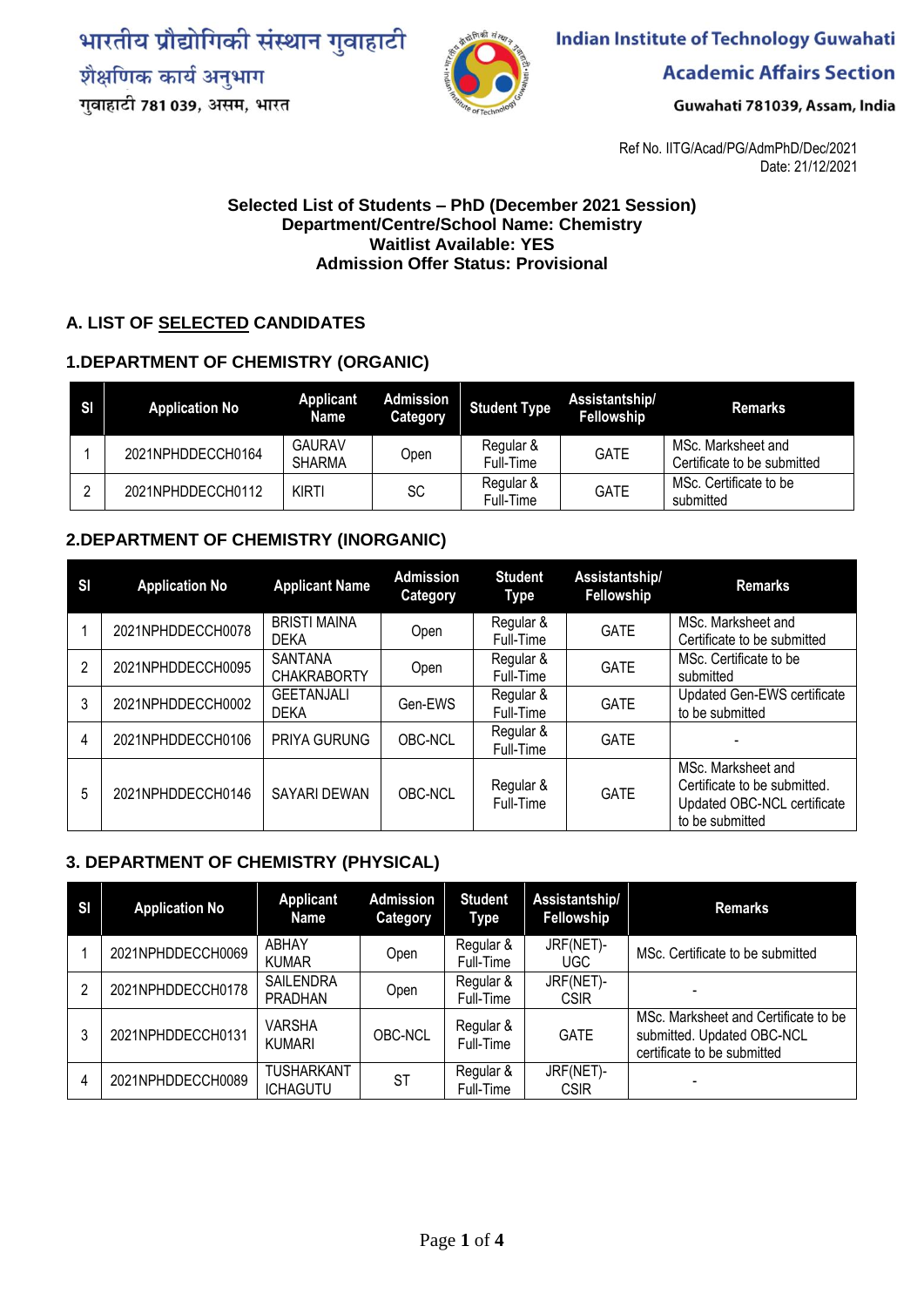भारतीय प्रौद्योगिकी संस्थान गुवाहाटी
शैक्षणिक कार्य अनुभाग
गुवाहाटी 781 039, असम, भारत

Indian Institute of Technology Guwahati
Academic Affairs Section
Guwahati 781039, Assam, India

Ref No. IITG/Acad/PG/AdmPhD/Dec/2021
Date: 21/12/2021

**Selected List of Students – PhD (December 2021 Session)**
**Department/Centre/School Name: Chemistry**
**Waitlist Available: YES**
**Admission Offer Status: Provisional**

## A. LIST OF SELECTED CANDIDATES

### 1.DEPARTMENT OF CHEMISTRY (ORGANIC)

| Sl | Application No | Applicant Name | Admission Category | Student Type | Assistantship/ Fellowship | Remarks |
|---|---|---|---|---|---|---|
| 1 | 2021NPHDDECCH0164 | GAURAV SHARMA | Open | Regular & Full-Time | GATE | MSc. Marksheet and Certificate to be submitted |
| 2 | 2021NPHDDECCH0112 | KIRTI | SC | Regular & Full-Time | GATE | MSc. Certificate to be submitted |

### 2.DEPARTMENT OF CHEMISTRY (INORGANIC)

| Sl | Application No | Applicant Name | Admission Category | Student Type | Assistantship/ Fellowship | Remarks |
|---|---|---|---|---|---|---|
| 1 | 2021NPHDDECCH0078 | BRISTI MAINA DEKA | Open | Regular & Full-Time | GATE | MSc. Marksheet and Certificate to be submitted |
| 2 | 2021NPHDDECCH0095 | SANTANA CHAKRABORTY | Open | Regular & Full-Time | GATE | MSc. Certificate to be submitted |
| 3 | 2021NPHDDECCH0002 | GEETANJALI DEKA | Gen-EWS | Regular & Full-Time | GATE | Updated Gen-EWS certificate to be submitted |
| 4 | 2021NPHDDECCH0106 | PRIYA GURUNG | OBC-NCL | Regular & Full-Time | GATE | - |
| 5 | 2021NPHDDECCH0146 | SAYARI DEWAN | OBC-NCL | Regular & Full-Time | GATE | MSc. Marksheet and Certificate to be submitted. Updated OBC-NCL certificate to be submitted |

### 3. DEPARTMENT OF CHEMISTRY (PHYSICAL)

| Sl | Application No | Applicant Name | Admission Category | Student Type | Assistantship/ Fellowship | Remarks |
|---|---|---|---|---|---|---|
| 1 | 2021NPHDDECCH0069 | ABHAY KUMAR | Open | Regular & Full-Time | JRF(NET)-UGC | MSc. Certificate to be submitted |
| 2 | 2021NPHDDECCH0178 | SAILENDRA PRADHAN | Open | Regular & Full-Time | JRF(NET)-CSIR | - |
| 3 | 2021NPHDDECCH0131 | VARSHA KUMARI | OBC-NCL | Regular & Full-Time | GATE | MSc. Marksheet and Certificate to be submitted. Updated OBC-NCL certificate to be submitted |
| 4 | 2021NPHDDECCH0089 | TUSHARKANT ICHAGUTU | ST | Regular & Full-Time | JRF(NET)-CSIR | - |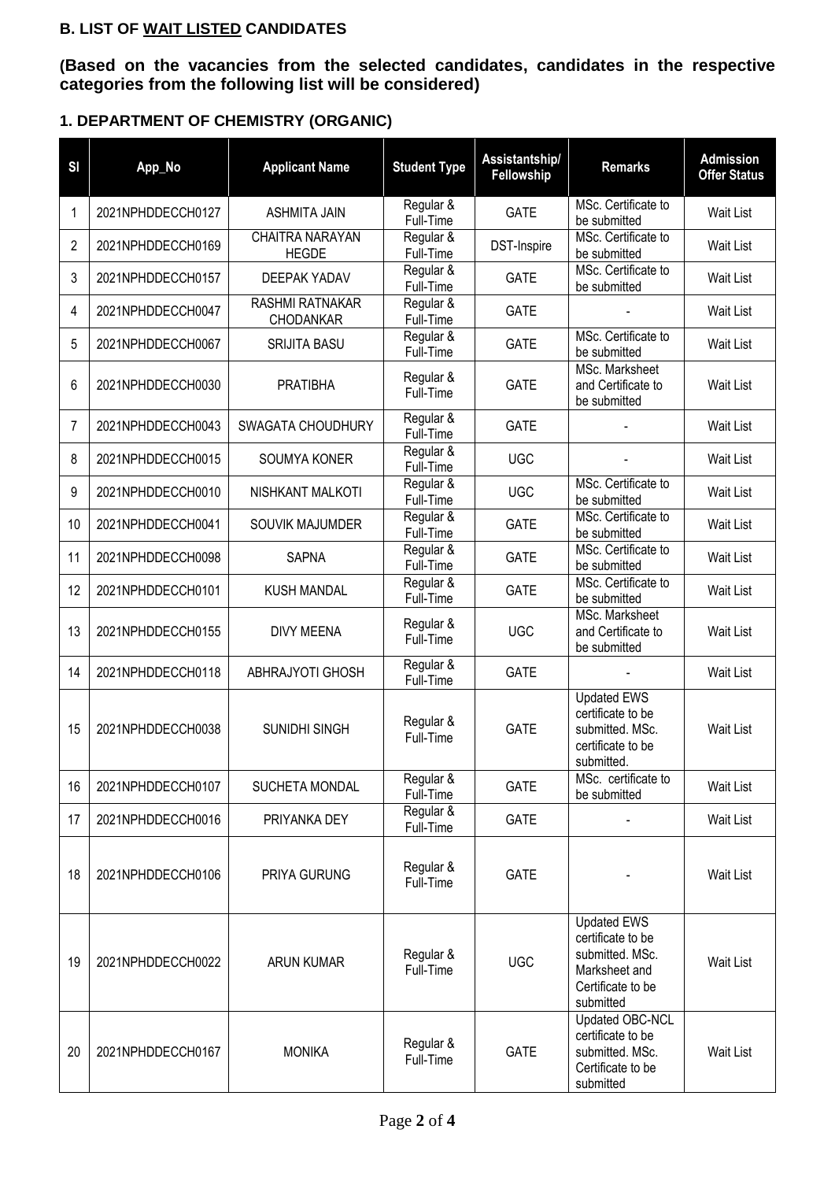### B. LIST OF <u>WAIT LISTED</u> CANDIDATES

**(Based on the vacancies from the selected candidates, candidates in the respective categories from the following list will be considered)**

### 1. DEPARTMENT OF CHEMISTRY (ORGANIC)

| Sl | App_No | Applicant Name | Student Type | Assistantship/ Fellowship | Remarks | Admission Offer Status |
|---|---|---|---|---|---|---|
| 1 | 2021NPHDDECCH0127 | ASHMITA JAIN | Regular & Full-Time | GATE | MSc. Certificate to be submitted | Wait List |
| 2 | 2021NPHDDECCH0169 | CHAITRA NARAYAN HEGDE | Regular & Full-Time | DST-Inspire | MSc. Certificate to be submitted | Wait List |
| 3 | 2021NPHDDECCH0157 | DEEPAK YADAV | Regular & Full-Time | GATE | MSc. Certificate to be submitted | Wait List |
| 4 | 2021NPHDDECCH0047 | RASHMI RATNAKAR CHODANKAR | Regular & Full-Time | GATE | - | Wait List |
| 5 | 2021NPHDDECCH0067 | SRIJITA BASU | Regular & Full-Time | GATE | MSc. Certificate to be submitted | Wait List |
| 6 | 2021NPHDDECCH0030 | PRATIBHA | Regular & Full-Time | GATE | MSc. Marksheet and Certificate to be submitted | Wait List |
| 7 | 2021NPHDDECCH0043 | SWAGATA CHOUDHURY | Regular & Full-Time | GATE | - | Wait List |
| 8 | 2021NPHDDECCH0015 | SOUMYA KONER | Regular & Full-Time | UGC | - | Wait List |
| 9 | 2021NPHDDECCH0010 | NISHKANT MALKOTI | Regular & Full-Time | UGC | MSc. Certificate to be submitted | Wait List |
| 10 | 2021NPHDDECCH0041 | SOUVIK MAJUMDER | Regular & Full-Time | GATE | MSc. Certificate to be submitted | Wait List |
| 11 | 2021NPHDDECCH0098 | SAPNA | Regular & Full-Time | GATE | MSc. Certificate to be submitted | Wait List |
| 12 | 2021NPHDDECCH0101 | KUSH MANDAL | Regular & Full-Time | GATE | MSc. Certificate to be submitted | Wait List |
| 13 | 2021NPHDDECCH0155 | DIVY MEENA | Regular & Full-Time | UGC | MSc. Marksheet and Certificate to be submitted | Wait List |
| 14 | 2021NPHDDECCH0118 | ABHRAJYOTI GHOSH | Regular & Full-Time | GATE | - | Wait List |
| 15 | 2021NPHDDECCH0038 | SUNIDHI SINGH | Regular & Full-Time | GATE | Updated EWS certificate to be submitted. MSc. certificate to be submitted. | Wait List |
| 16 | 2021NPHDDECCH0107 | SUCHETA MONDAL | Regular & Full-Time | GATE | MSc. certificate to be submitted | Wait List |
| 17 | 2021NPHDDECCH0016 | PRIYANKA DEY | Regular & Full-Time | GATE | - | Wait List |
| 18 | 2021NPHDDECCH0106 | PRIYA GURUNG | Regular & Full-Time | GATE | - | Wait List |
| 19 | 2021NPHDDECCH0022 | ARUN KUMAR | Regular & Full-Time | UGC | Updated EWS certificate to be submitted. MSc. Marksheet and Certificate to be submitted | Wait List |
| 20 | 2021NPHDDECCH0167 | MONIKA | Regular & Full-Time | GATE | Updated OBC-NCL certificate to be submitted. MSc. Certificate to be submitted | Wait List |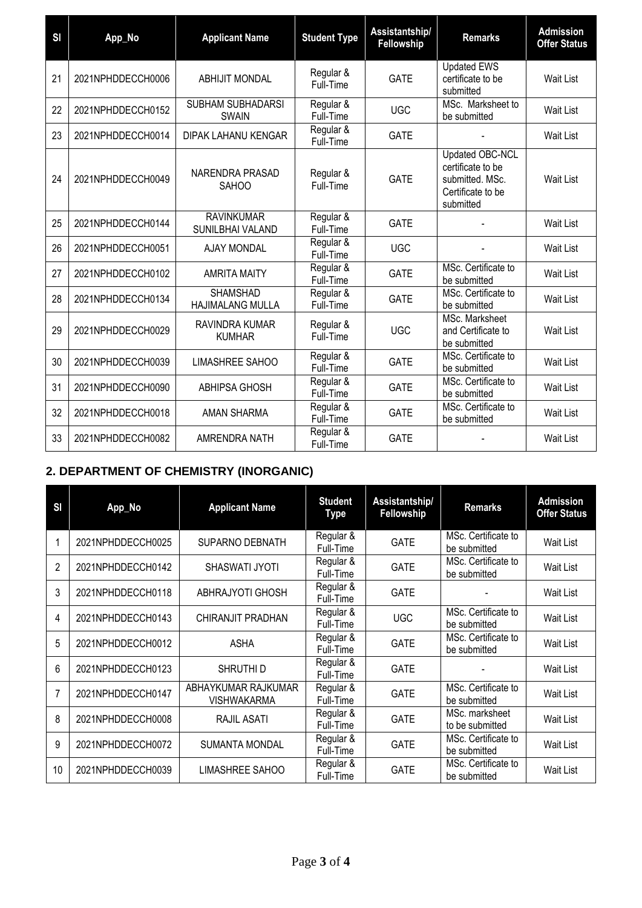| Sl | App_No | Applicant Name | Student Type | Assistantship/ Fellowship | Remarks | Admission Offer Status |
|---|---|---|---|---|---|---|
| 21 | 2021NPHDDECCH0006 | ABHIJIT MONDAL | Regular & Full-Time | GATE | Updated EWS certificate to be submitted | Wait List |
| 22 | 2021NPHDDECCH0152 | SUBHAM SUBHADARSI SWAIN | Regular & Full-Time | UGC | MSc. Marksheet to be submitted | Wait List |
| 23 | 2021NPHDDECCH0014 | DIPAK LAHANU KENGAR | Regular & Full-Time | GATE | - | Wait List |
| 24 | 2021NPHDDECCH0049 | NARENDRA PRASAD SAHOO | Regular & Full-Time | GATE | Updated OBC-NCL certificate to be submitted. MSc. Certificate to be submitted | Wait List |
| 25 | 2021NPHDDECCH0144 | RAVINKUMAR SUNILBHAI VALAND | Regular & Full-Time | GATE | - | Wait List |
| 26 | 2021NPHDDECCH0051 | AJAY MONDAL | Regular & Full-Time | UGC | - | Wait List |
| 27 | 2021NPHDDECCH0102 | AMRITA MAITY | Regular & Full-Time | GATE | MSc. Certificate to be submitted | Wait List |
| 28 | 2021NPHDDECCH0134 | SHAMSHAD HAJIMALANG MULLA | Regular & Full-Time | GATE | MSc. Certificate to be submitted | Wait List |
| 29 | 2021NPHDDECCH0029 | RAVINDRA KUMAR KUMHAR | Regular & Full-Time | UGC | MSc. Marksheet and Certificate to be submitted | Wait List |
| 30 | 2021NPHDDECCH0039 | LIMASHREE SAHOO | Regular & Full-Time | GATE | MSc. Certificate to be submitted | Wait List |
| 31 | 2021NPHDDECCH0090 | ABHIPSA GHOSH | Regular & Full-Time | GATE | MSc. Certificate to be submitted | Wait List |
| 32 | 2021NPHDDECCH0018 | AMAN SHARMA | Regular & Full-Time | GATE | MSc. Certificate to be submitted | Wait List |
| 33 | 2021NPHDDECCH0082 | AMRENDRA NATH | Regular & Full-Time | GATE | - | Wait List |

## 2. DEPARTMENT OF CHEMISTRY (INORGANIC)

| Sl | App_No | Applicant Name | Student Type | Assistantship/ Fellowship | Remarks | Admission Offer Status |
|---|---|---|---|---|---|---|
| 1 | 2021NPHDDECCH0025 | SUPARNO DEBNATH | Regular & Full-Time | GATE | MSc. Certificate to be submitted | Wait List |
| 2 | 2021NPHDDECCH0142 | SHASWATI JYOTI | Regular & Full-Time | GATE | MSc. Certificate to be submitted | Wait List |
| 3 | 2021NPHDDECCH0118 | ABHRAJYOTI GHOSH | Regular & Full-Time | GATE | - | Wait List |
| 4 | 2021NPHDDECCH0143 | CHIRANJIT PRADHAN | Regular & Full-Time | UGC | MSc. Certificate to be submitted | Wait List |
| 5 | 2021NPHDDECCH0012 | ASHA | Regular & Full-Time | GATE | MSc. Certificate to be submitted | Wait List |
| 6 | 2021NPHDDECCH0123 | SHRUTHI D | Regular & Full-Time | GATE | - | Wait List |
| 7 | 2021NPHDDECCH0147 | ABHAYKUMAR RAJKUMAR VISHWAKARMA | Regular & Full-Time | GATE | MSc. Certificate to be submitted | Wait List |
| 8 | 2021NPHDDECCH0008 | RAJIL ASATI | Regular & Full-Time | GATE | MSc. marksheet to be submitted | Wait List |
| 9 | 2021NPHDDECCH0072 | SUMANTA MONDAL | Regular & Full-Time | GATE | MSc. Certificate to be submitted | Wait List |
| 10 | 2021NPHDDECCH0039 | LIMASHREE SAHOO | Regular & Full-Time | GATE | MSc. Certificate to be submitted | Wait List |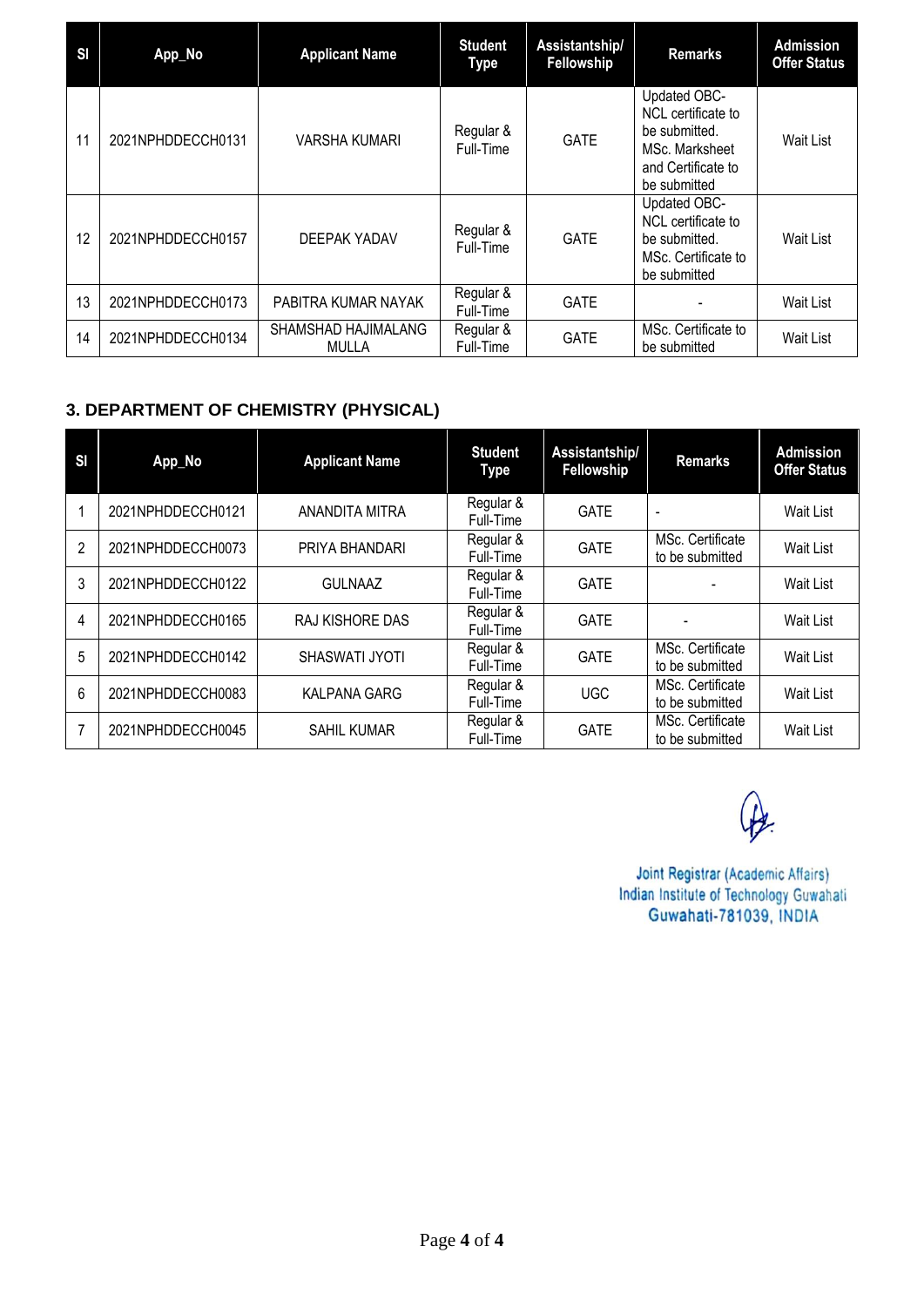| Sl | App_No | Applicant Name | Student Type | Assistantship/ Fellowship | Remarks | Admission Offer Status |
|---|---|---|---|---|---|---|
| 11 | 2021NPHDDECCH0131 | VARSHA KUMARI | Regular & Full-Time | GATE | Updated OBC-NCL certificate to be submitted. MSc. Marksheet and Certificate to be submitted | Wait List |
| 12 | 2021NPHDDECCH0157 | DEEPAK YADAV | Regular & Full-Time | GATE | Updated OBC-NCL certificate to be submitted. MSc. Certificate to be submitted | Wait List |
| 13 | 2021NPHDDECCH0173 | PABITRA KUMAR NAYAK | Regular & Full-Time | GATE | - | Wait List |
| 14 | 2021NPHDDECCH0134 | SHAMSHAD HAJIMALANG MULLA | Regular & Full-Time | GATE | MSc. Certificate to be submitted | Wait List |

### 3. DEPARTMENT OF CHEMISTRY (PHYSICAL)

| Sl | App_No | Applicant Name | Student Type | Assistantship/ Fellowship | Remarks | Admission Offer Status |
|---|---|---|---|---|---|---|
| 1 | 2021NPHDDECCH0121 | ANANDITA MITRA | Regular & Full-Time | GATE | - | Wait List |
| 2 | 2021NPHDDECCH0073 | PRIYA BHANDARI | Regular & Full-Time | GATE | MSc. Certificate to be submitted | Wait List |
| 3 | 2021NPHDDECCH0122 | GULNAAZ | Regular & Full-Time | GATE | - | Wait List |
| 4 | 2021NPHDDECCH0165 | RAJ KISHORE DAS | Regular & Full-Time | GATE | - | Wait List |
| 5 | 2021NPHDDECCH0142 | SHASWATI JYOTI | Regular & Full-Time | GATE | MSc. Certificate to be submitted | Wait List |
| 6 | 2021NPHDDECCH0083 | KALPANA GARG | Regular & Full-Time | UGC | MSc. Certificate to be submitted | Wait List |
| 7 | 2021NPHDDECCH0045 | SAHIL KUMAR | Regular & Full-Time | GATE | MSc. Certificate to be submitted | Wait List |

Joint Registrar (Academic Affairs)
Indian Institute of Technology Guwahati
Guwahati-781039, INDIA